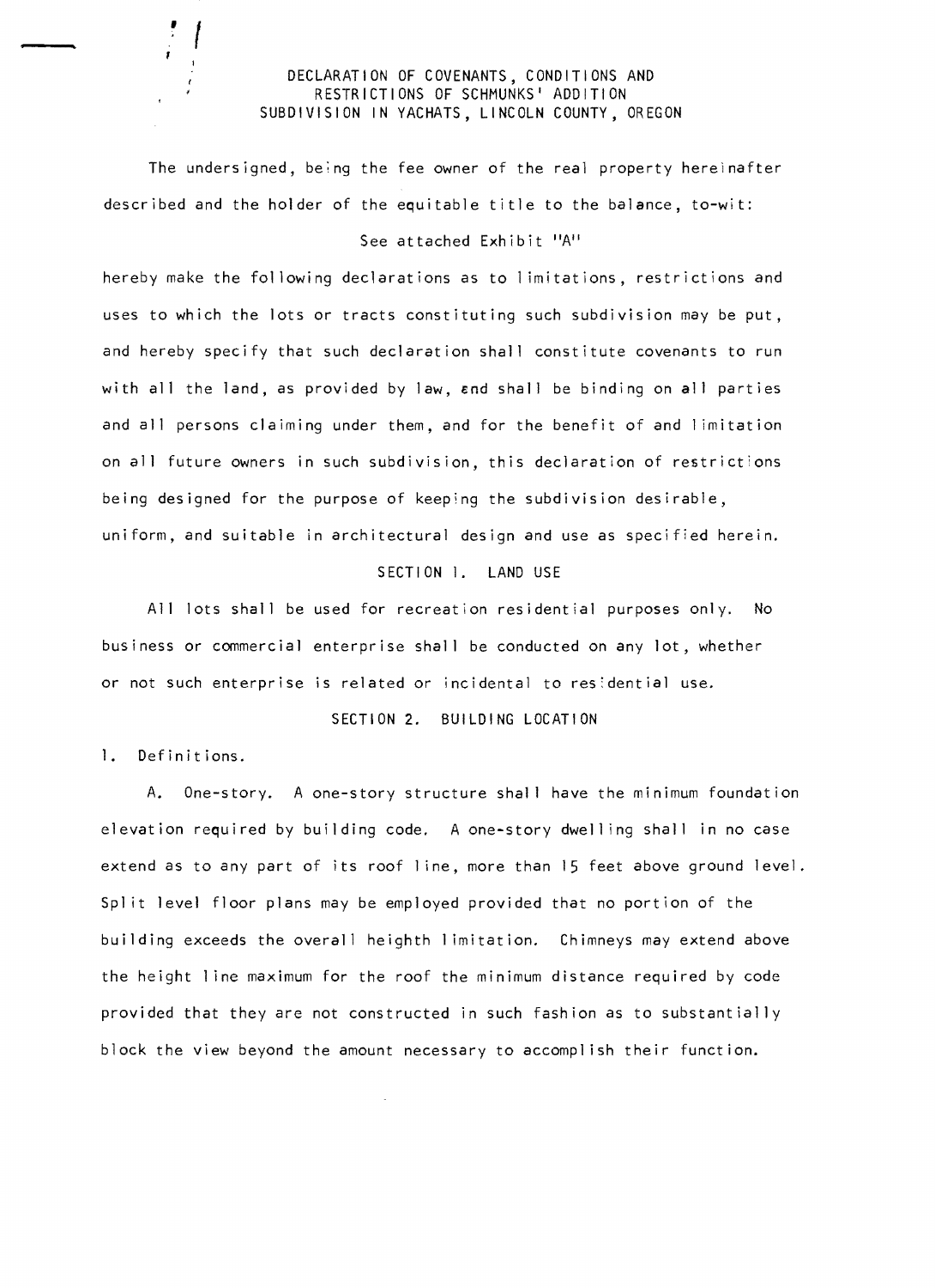# DECLARATION OF COVENANTS, CONDITIONS AND RESTRICTIONS OF SCHMUNKS' ADDITION SUBDIVISION IN YACHATS, LINCOLN COUNTY, OREGON

The undersigned, being the fee owner of the real property hereinafter described and the holder of the equitable title to the balance, to-wit:

See attached Exhibit "A"

hereby make the following declarations as to limitations, restrictions and uses to which the lots or tracts constituting such subdivision may be put, and hereby specify that such declaration shall constitute covenants to run with all the land, as provided by law, and shall be binding on all parties and all persons claiming under them, and for the benefit of and limitation on all future owners in such subdivision, this declaration of restrictions being designed for the purpose of keeping the subdivision desirable, uniform, and suitable in architectural design and use as specified herein.

## SECTION 1. LAND USE

All lots shall be used for recreation residential purposes only. No business or commercial enterprise shall be conducted on any lot, whether or not such enterprise is related or incidental to residential use.

## SECTION 2. BUILDING LOCATION

1. Definitions.

A. One-story. A one-story structure shall have the minimum foundation elevation required by building code. A one-story dwelling shall in no case extend as to any part of its roof line, more than 15 feet above ground level. Split level floor plans may be employed provided that no portion of the building exceeds the overall heighth limitation. Chimneys may extend above the height line maximum for the roof the minimum distance required by code provided that they are not constructed in such fashion as to substantially block the view beyond the amount necessary to accomplish their function.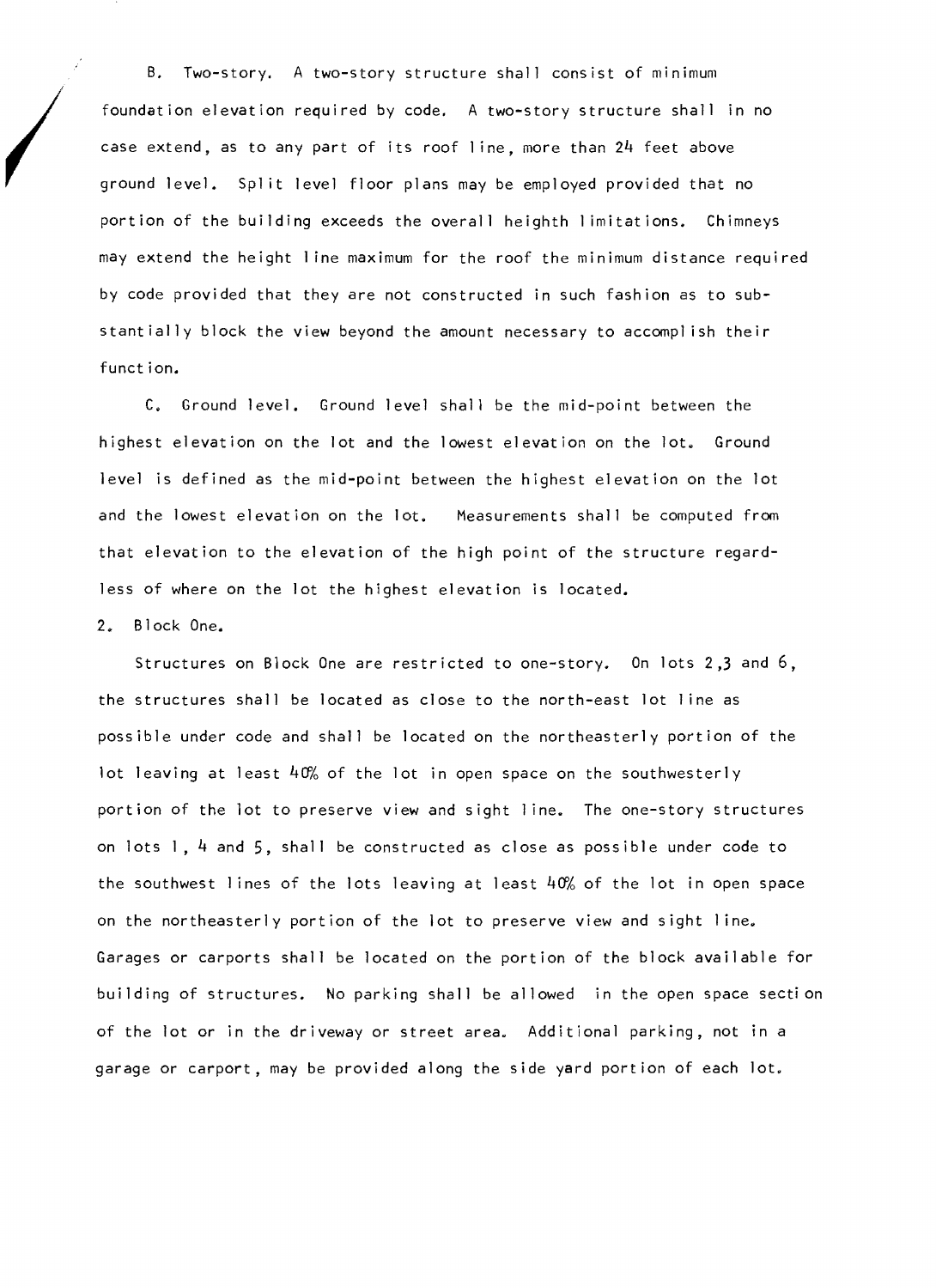B. Two-story. A two-story structure shall consist of minimum foundation elevation required by code. A two-story structure shall in no case extend, as to any part of its roof line, more than 24 feet above ground level. Split level floor plans may be employed provided that no portion of the building exceeds the overall heighth limitations. Chimneys may extend the height line maximum for the roof the minimum distance required by code provided that they are not constructed in such fashion as to substantially block the view beyond the amount necessary to accomplish their function.

C. Ground level. Ground level shall be the mid-point between the highest elevation on the lot and the lowest elevation on the lot. Ground level is defined as the mid-point between the highest elevation on the lot and the lowest elevation on the lot. Measurements shall be computed from that elevation to the elevation of the high point of the structure regardless of where on the lot the highest elevation is located.

2. Block One.

Structures on Block One are restricted to one-story. On lots 2,3 and 6, the structures shall be located as close to the north-east lot line as possible under code and shall be located on the northeasterly portion of the lot leaving at least 40% of the lot in open space on the southwesterly portion of the lot to preserve view and sight line. The one-story structures on lots 1, 4 and 5, shall be constructed as close as possible under code to the southwest lines of the lots leaving at least 40% of the lot in open space on the northeasterly portion of the lot to preserve view and sight line. Garages or carports shall be located on the portion of the block available for building of structures. No parking shall be allowed in the open space section of the lot or in the driveway or street area. Additional parking, not in a garage or carport, may be provided along the side yard portion of each lot.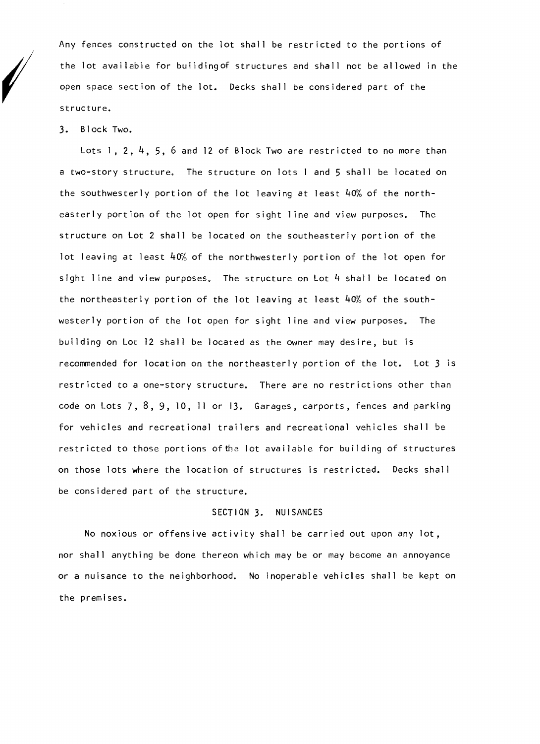Any fences constructed on the lot shall be restricted to the portions of the lot available for buildingof structures and shall not be allowed in the open space section of the lot. Decks shall be considered part of the structure.

3. Block Two.

Lots 1, 2, 4, 5, 6 and 12 of Block Two are restricted to no more than a two-story structure. The structure on lots 1 and 5 shall be located on the southwesterly portion of the lot leaving at least 40% of the northeasterly portion of the lot open for sight line and view purposes. The structure on Lot 2 shall be located on the southeasterly portion of the lot leaving at least 40% of the northwesterly portion of the lot open for sight line and view purposes. The structure on Lot 4 shall be located on the northeasterly portion of the lot leaving at least 40% of the southwesterly portion of the lot open for sight line and view purposes. The building on Lot 12 shall be located as the owner may desire, but is recommended for location on the northeasterly portion of the lot. Lot 3 is restricted to a one-story structure. There are no restrictions other than code on Lots 7, 8, 9, 10, 11 or 13. Garages, carports, fences and parking for vehicles and recreational trailers and recreational vehicles shall be restricted to those portions of the lot available for building of structures on those lots where the location of structures is restricted. Decks shall be considered part of the structure.

## SECTION 3. NUISANCES

No noxious or offensive activity shall be carried out upon any lot, nor shall anything be done thereon which may be or may become an annoyance or a nuisance to the neighborhood. No inoperable vehicles shall be kept on the premises.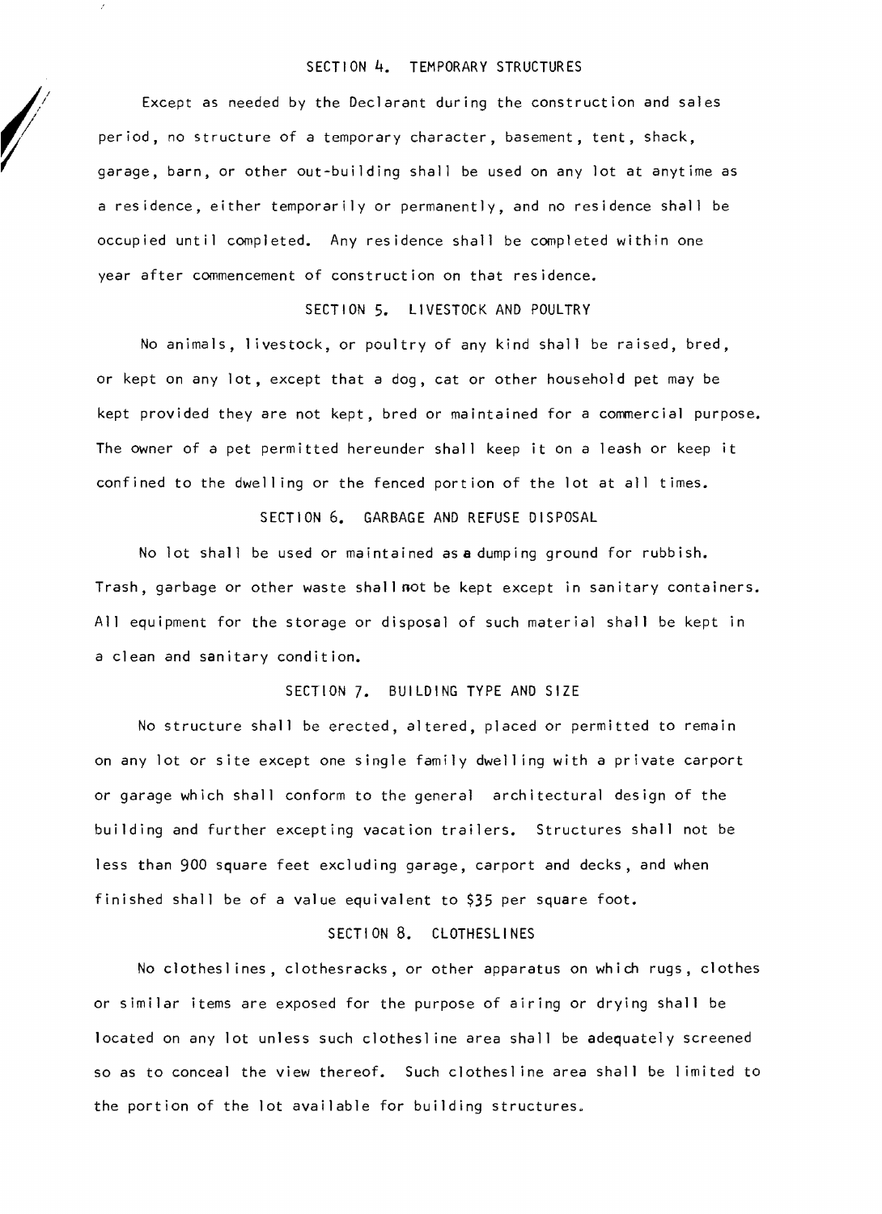## SECTION 4. TEMPORARY STRUCTURES

Except as needed by the Declarant during the construction and sales period, no structure of a temporary character, basement, tent, shack, garage, barn, or other out-building shall be used on any lot at anytime as a residence, either temporarily or permanently, and no residence shall be occupied until completed. Any residence shall be completed within one year after commencement of construction on that residence.

## SECTION 5. LIVESTOCK AND POULTRY

No animals, livestock, or poultry of any kind shall be raised, bred, or kept on any lot, except that a dog, cat or other household pet may be kept provided they are not kept, bred or maintained for a commercial purpose. The owner of a pet permitted hereunder shall keep it on a leash or keep it confined to the dwelling or the fenced portion of the lot at all times.

## SECTION 6. GARBAGE AND REFUSE DISPOSAL

No lot shall be used or maintained as a dumping ground for rubbish. Trash, garbage or other waste shall not be kept except in sanitary containers. All equipment for the storage or disposal of such material shall be kept in a clean and sanitary condition.

## SECTION 7. BUILDING TYPE AND SIZE

No structure shall be erected, altered, placed or permitted to remain on any lot or site except one single family dwelling with a private carport or garage which shall conform to the general architectural design of the building and further excepting vacation trailers. Structures shall not be less than 900 square feet excluding garage, carport and decks, and when finished shall be of a value equivalent to $35 per square foot.

## SECTION 8. CLOTHESLINES

No clotheslines, clothesracks, or other apparatus on which rugs, clothes or similar items are exposed for the purpose of airing or drying shall be located on any lot unless such clothesline area shall be adequately screened so as to conceal the view thereof. Such clothesline area shall be limited to the portion of the lot available for building structures.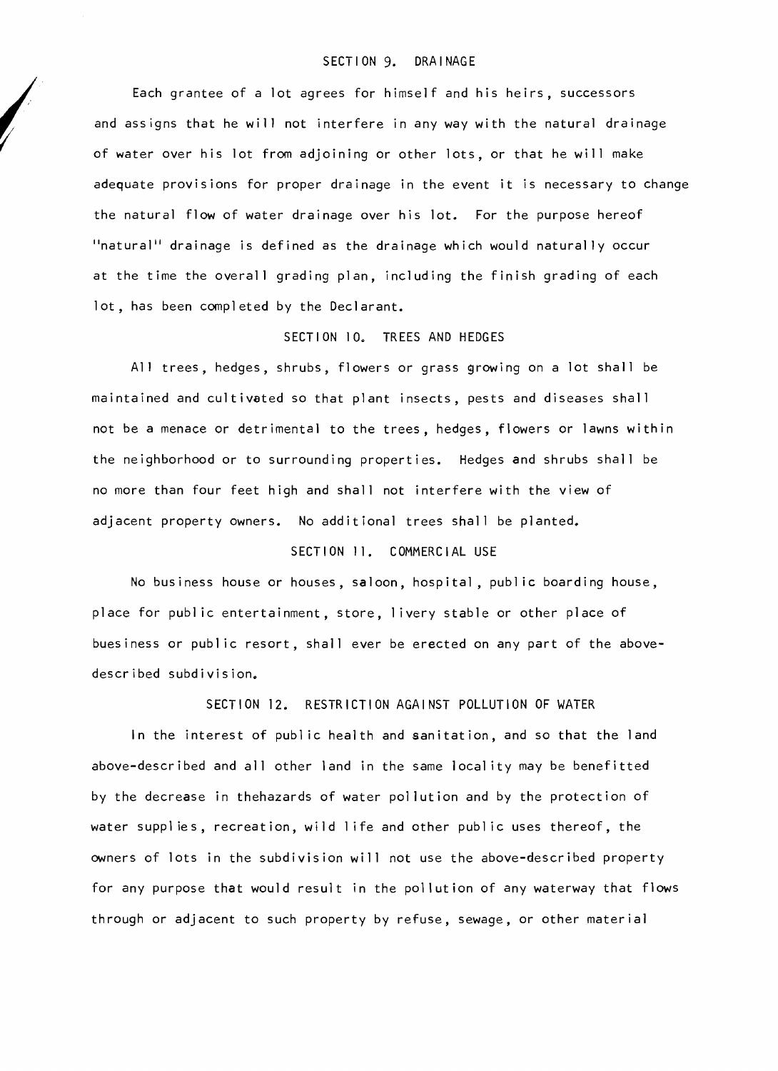## SECTION 9. DRAINAGE

Each grantee of a lot agrees for himself and his heirs, successors and assigns that he will not interfere in any way with the natural drainage of water over his lot from adjoining or other lots, or that he will make adequate provisions for proper drainage in the event it is necessary to change the natural flow of water drainage over his lot. For the purpose hereof "natural" drainage is defined as the drainage which would naturally occur at the time the overall grading plan, including the finish grading of each lot, has been completed by the Declarant.

## SECTION 10. TREES AND HEDGES

All trees, hedges, shrubs, flowers or grass growing on a lot shall be maintained and cultivated so that plant insects, pests and diseases shall not be a menace or detrimental to the trees, hedges, flowers or lawns within the neighborhood or to surrounding properties. Hedges and shrubs shall be no more than four feet high and shall not interfere with the view of adjacent property owners. No additional trees shall be planted.

## SECTION 11. COMMERCIAL USE

No business house or houses, saloon, hospital, public boarding house, place for public entertainment, store, livery stable or other place of buesiness or public resort, shall ever be erected on any part of the above-described subdivision.

## SECTION 12. RESTRICTION AGAINST POLLUTION OF WATER

In the interest of public health and sanitation, and so that the land above-described and all other land in the same locality may be benefitted by the decrease in thehazards of water pollution and by the protection of water supplies, recreation, wild life and other public uses thereof, the owners of lots in the subdivision will not use the above-described property for any purpose that would result in the pollution of any waterway that flows through or adjacent to such property by refuse, sewage, or other material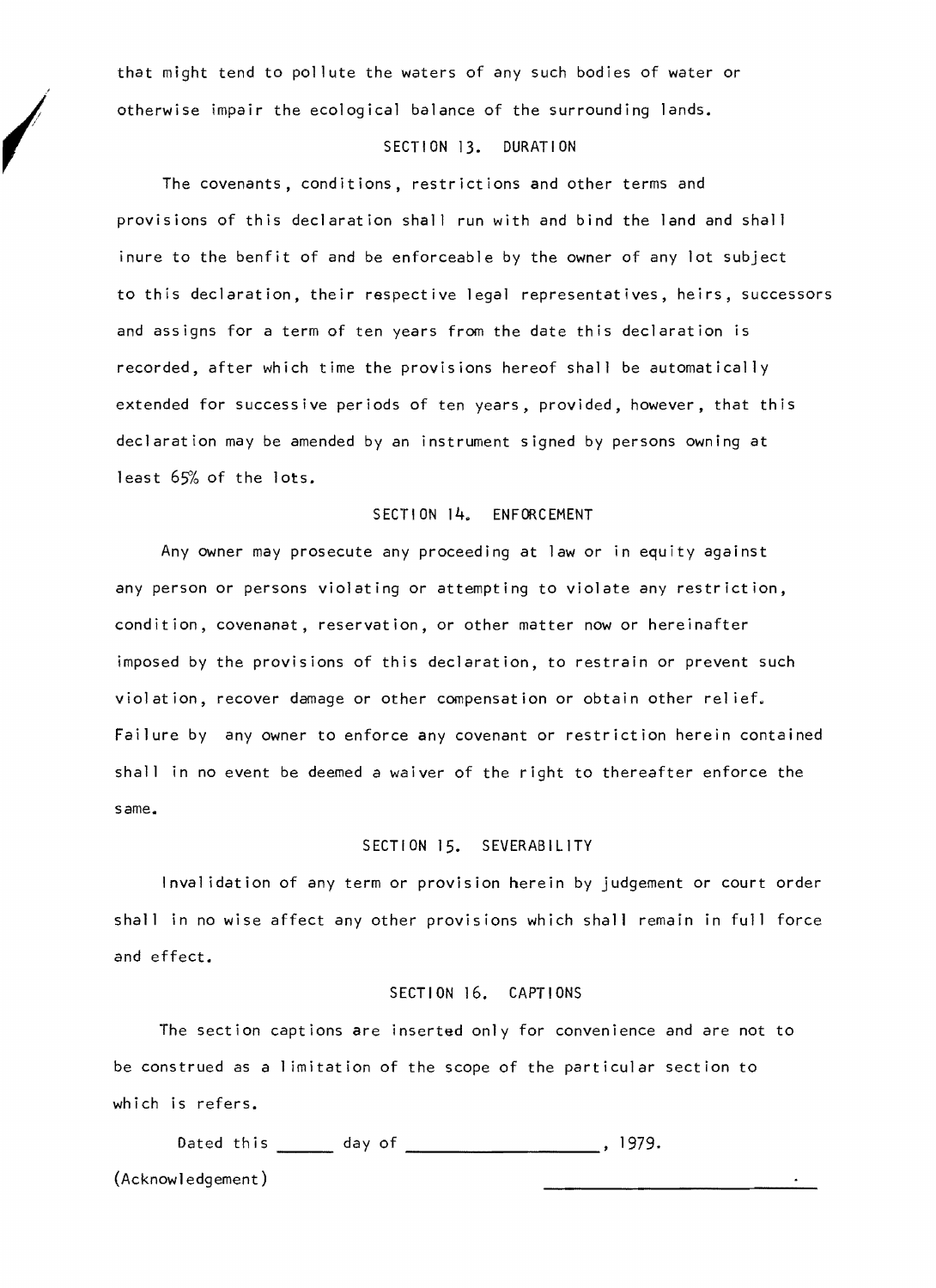that might tend to pollute the waters of any such bodies of water or otherwise impair the ecological balance of the surrounding lands.

## SECTION 13. DURATION

The covenants, conditions, restrictions and other terms and provisions of this declaration shall run with and bind the land and shall inure to the benfit of and be enforceable by the owner of any lot subject to this declaration, their respective legal representatives, heirs, successors and assigns for a term of ten years from the date this declaration is recorded, after which time the provisions hereof shall be automatically extended for successive periods of ten years, provided, however, that this declaration may be amended by an instrument signed by persons owning at least 65% of the lots.

## SECTION 14. ENFORCEMENT

Any owner may prosecute any proceeding at law or in equity against any person or persons violating or attempting to violate any restriction, condition, covenanat, reservation, or other matter now or hereinafter imposed by the provisions of this declaration, to restrain or prevent such violation, recover damage or other compensation or obtain other relief. Failure by any owner to enforce any covenant or restriction herein contained shall in no event be deemed a waiver of the right to thereafter enforce the same.

## SECTION 15. SEVERABILITY

Invalidation of any term or provision herein by judgement or court order shall in no wise affect any other provisions which shall remain in full force and effect.

## SECTION 16. CAPTIONS

The section captions are inserted only for convenience and are not to be construed as a limitation of the scope of the particular section to which is refers.

Dated this ______ day of ___________________, 1979.

(Acknowledgement) ___________________________